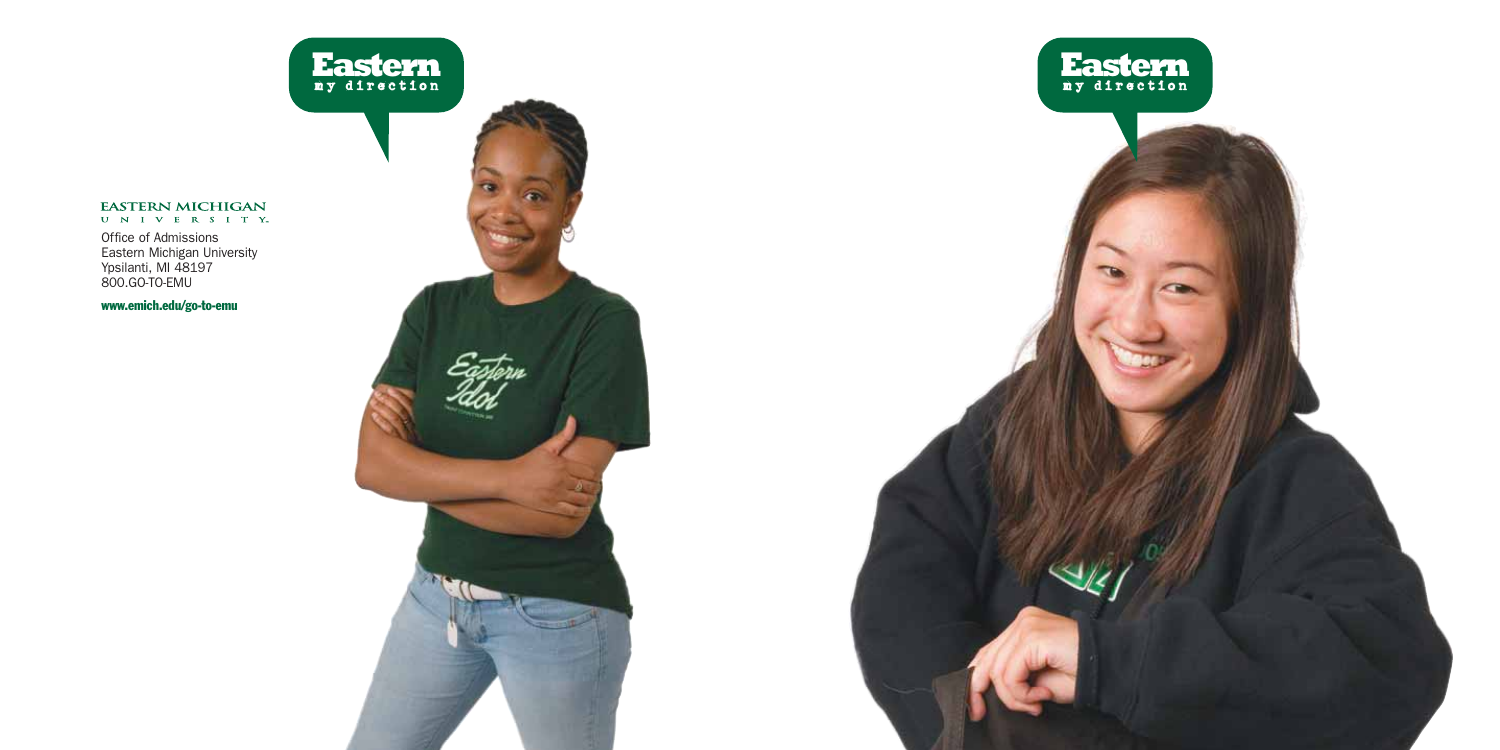Eastern
my direction

Eastern
my direction

EASTERN MICHIGAN
UNIVERSITY.

Office of Admissions
Eastern Michigan University
Ypsilanti, MI 48197
800.GO-TO-EMU

**www.emich.edu/go-to-emu**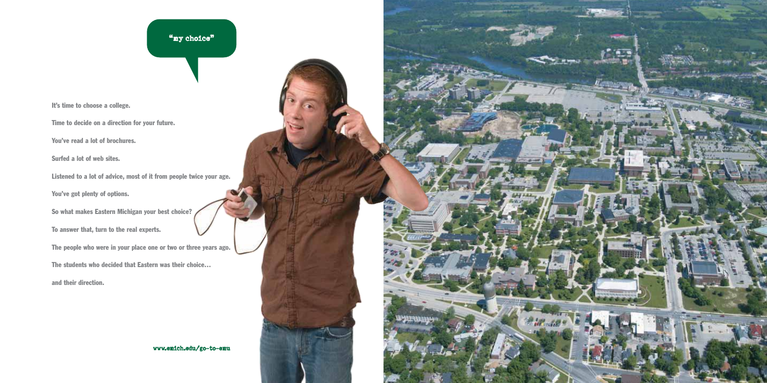"my choice"

It's time to choose a college.

Time to decide on a direction for your future.

You've read a lot of brochures.

Surfed a lot of web sites.

Listened to a lot of advice, most of it from people twice your age.

You've got plenty of options.

So what makes Eastern Michigan your best choice?

To answer that, turn to the real experts.

The people who were in your place one or two or three years ago.

The students who decided that Eastern was their choice…

and their direction.

www.emich.edu/go-to-emu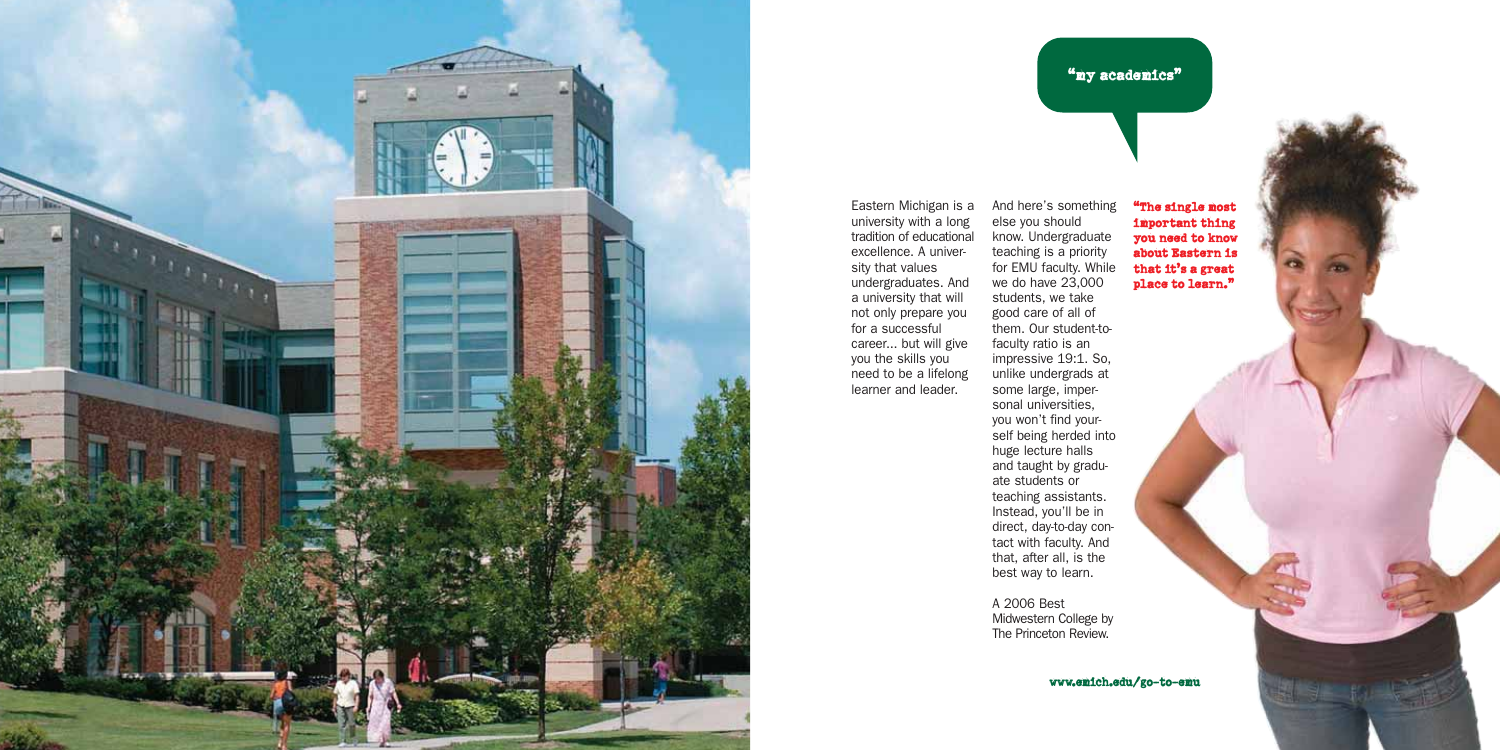## "my academics"

Eastern Michigan is a university with a long tradition of educational excellence. A university that values undergraduates. And a university that will not only prepare you for a successful career... but will give you the skills you need to be a lifelong learner and leader.

And here's something else you should know. Undergraduate teaching is a priority for EMU faculty. While we do have 23,000 students, we take good care of all of them. Our student-to-faculty ratio is an impressive 19:1. So, unlike undergrads at some large, impersonal universities, you won't find yourself being herded into huge lecture halls and taught by graduate students or teaching assistants. Instead, you'll be in direct, day-to-day contact with faculty. And that, after all, is the best way to learn.

A 2006 Best Midwestern College by The Princeton Review.

**"The single most important thing you need to know about Eastern is that it's a great place to learn."**

**www.emich.edu/go-to-emu**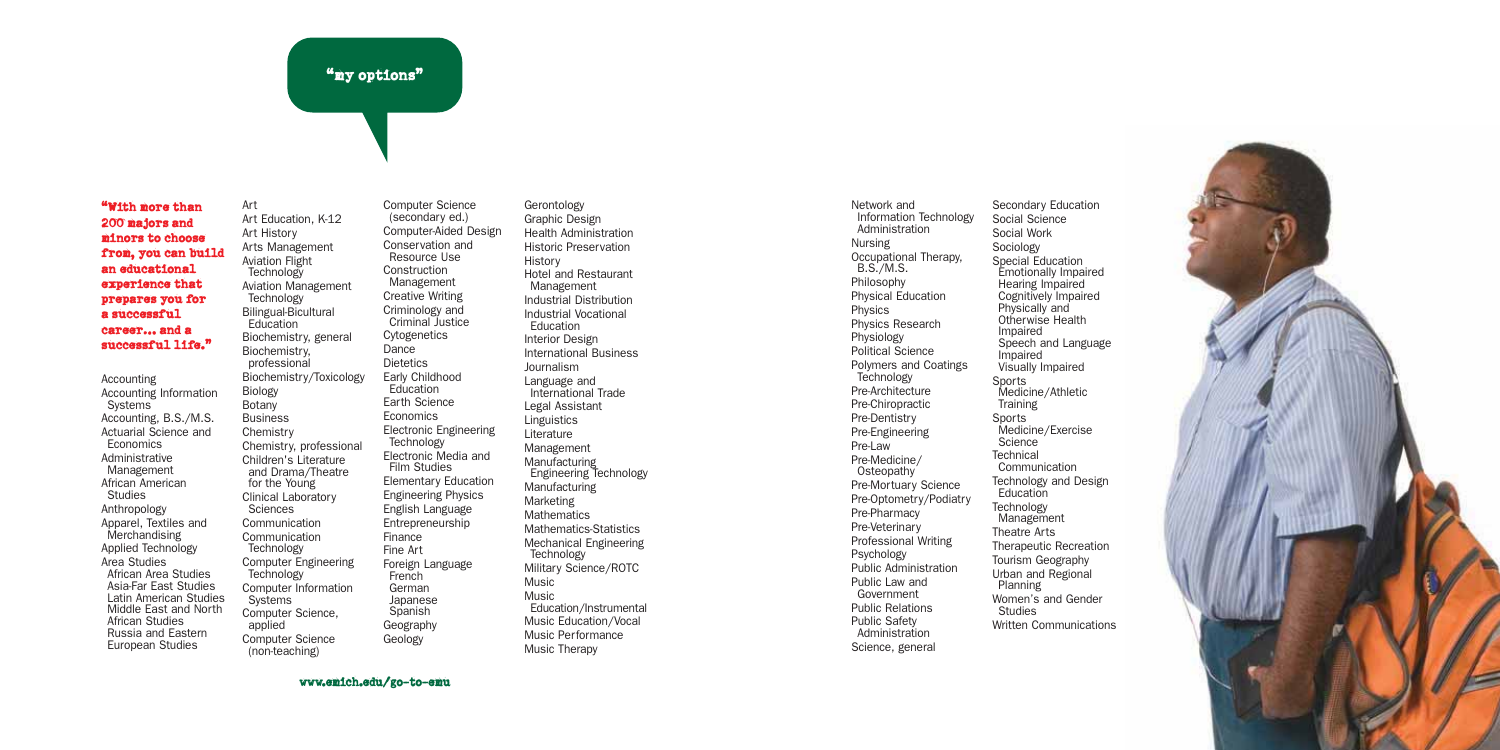## "my options"

**"With more than 200 majors and minors to choose from, you can build an educational experience that prepares you for a successful career... and a successful life."**

- Accounting
- Accounting Information Systems
- Accounting, B.S./M.S.
- Actuarial Science and Economics
- Administrative Management
- African American Studies
- Anthropology
- Apparel, Textiles and Merchandising
- Applied Technology
- Area Studies
  - African Area Studies
  - Asia-Far East Studies
  - Latin American Studies
  - Middle East and North African Studies
  - Russia and Eastern European Studies
- Art
- Art Education, K-12
- Art History
- Arts Management
- Aviation Flight Technology
- Aviation Management Technology
- Bilingual-Bicultural Education
- Biochemistry, general
- Biochemistry, professional
- Biochemistry/Toxicology
- Biology
- Botany
- Business
- Chemistry
- Chemistry, professional
- Children's Literature and Drama/Theatre for the Young
- Clinical Laboratory Sciences
- Communication
- Communication Technology
- Computer Engineering Technology
- Computer Information Systems
- Computer Science, applied
- Computer Science (non-teaching)
- Computer Science (secondary ed.)
- Computer-Aided Design
- Conservation and Resource Use
- Construction Management
- Creative Writing
- Criminology and Criminal Justice
- Cytogenetics
- Dance
- Dietetics
- Early Childhood Education
- Earth Science
- Economics
- Electronic Engineering Technology
- Electronic Media and Film Studies
- Elementary Education
- Engineering Physics
- English Language
- Entrepreneurship
- Finance
- Fine Art
- Foreign Language
  - French
  - German
  - Japanese
  - Spanish
- Geography
- Geology
- Gerontology
- Graphic Design
- Health Administration
- Historic Preservation
- History
- Hotel and Restaurant Management
- Industrial Distribution
- Industrial Vocational Education
- Interior Design
- International Business
- Journalism
- Language and International Trade
- Legal Assistant
- Linguistics
- Literature
- Management
- Manufacturing Engineering Technology
- Manufacturing
- Marketing
- Mathematics
- Mathematics-Statistics
- Mechanical Engineering Technology
- Military Science/ROTC
- Music
- Music Education/Instrumental
- Music Education/Vocal
- Music Performance
- Music Therapy
- Network and Information Technology Administration
- Nursing
- Occupational Therapy, B.S./M.S.
- Philosophy
- Physical Education
- Physics
- Physics Research
- Physiology
- Political Science
- Polymers and Coatings Technology
- Pre-Architecture
- Pre-Chiropractic
- Pre-Dentistry
- Pre-Engineering
- Pre-Law
- Pre-Medicine/Osteopathy
- Pre-Mortuary Science
- Pre-Optometry/Podiatry
- Pre-Pharmacy
- Pre-Veterinary
- Professional Writing
- Psychology
- Public Administration
- Public Law and Government
- Public Relations
- Public Safety Administration
- Science, general
- Secondary Education
- Social Science
- Social Work
- Sociology
- Special Education
  - Emotionally Impaired
  - Hearing Impaired
  - Cognitively Impaired
  - Physically and Otherwise Health Impaired
  - Speech and Language Impaired
  - Visually Impaired
- Sports Medicine/Athletic Training
- Sports Medicine/Exercise Science
- Technical Communication
- Technology and Design Education
- Technology Management
- Theatre Arts
- Therapeutic Recreation
- Tourism Geography
- Urban and Regional Planning
- Women's and Gender Studies
- Written Communications

www.emich.edu/go-to-emu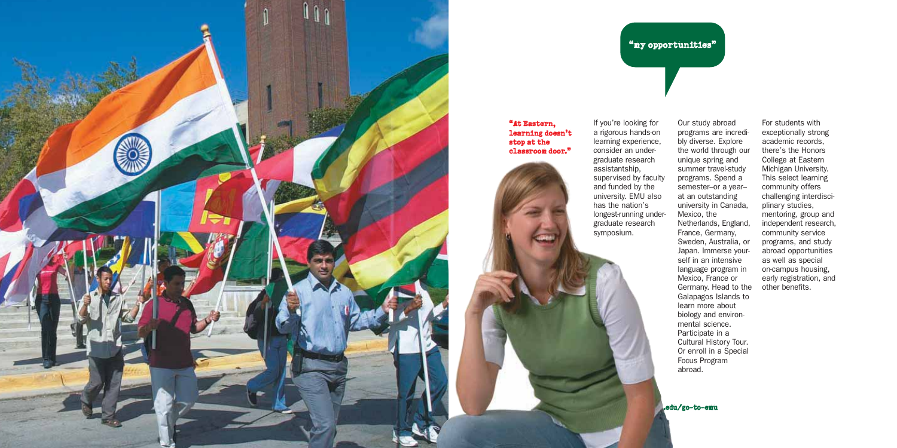"my opportunities"

"At Eastern, learning doesn't stop at the classroom door."

If you're looking for a rigorous hands-on learning experience, consider an undergraduate research assistantship, supervised by faculty and funded by the university. EMU also has the nation's longest-running undergraduate research symposium.

Our study abroad programs are incredibly diverse. Explore the world through our unique spring and summer travel-study programs. Spend a semester–or a year–at an outstanding university in Canada, Mexico, the Netherlands, England, France, Germany, Sweden, Australia, or Japan. Immerse yourself in an intensive language program in Mexico, France or Germany. Head to the Galapagos Islands to learn more about biology and environmental science. Participate in a Cultural History Tour. Or enroll in a Special Focus Program abroad.

For students with exceptionally strong academic records, there's the Honors College at Eastern Michigan University. This select learning community offers challenging interdisciplinary studies, mentoring, group and independent research, community service programs, and study abroad opportunities as well as special on-campus housing, early registration, and other benefits.

.edu/go-to-emu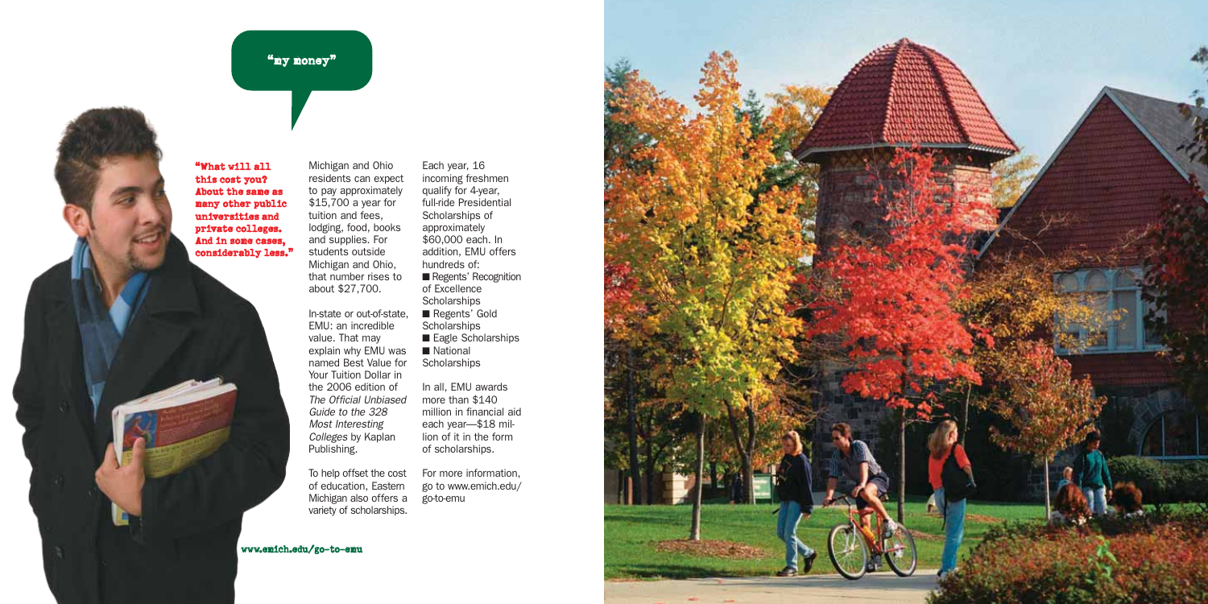## "my money"

**"What will all this cost you? About the same as many other public universities and private colleges. And in some cases, considerably less."**

Michigan and Ohio residents can expect to pay approximately $15,700 a year for tuition and fees, lodging, food, books and supplies. For students outside Michigan and Ohio, that number rises to about $27,700.

In-state or out-of-state, EMU: an incredible value. That may explain why EMU was named Best Value for Your Tuition Dollar in the 2006 edition of *The Official Unbiased Guide to the 328 Most Interesting Colleges* by Kaplan Publishing.

To help offset the cost of education, Eastern Michigan also offers a variety of scholarships.

Each year, 16 incoming freshmen qualify for 4-year, full-ride Presidential Scholarships of approximately $60,000 each. In addition, EMU offers hundreds of:

- Regents' Recognition of Excellence Scholarships
- Regents' Gold Scholarships
- Eagle Scholarships
- National Scholarships

In all, EMU awards more than $140 million in financial aid each year—$18 million of it in the form of scholarships.

For more information, go to www.emich.edu/go-to-emu

www.emich.edu/go-to-emu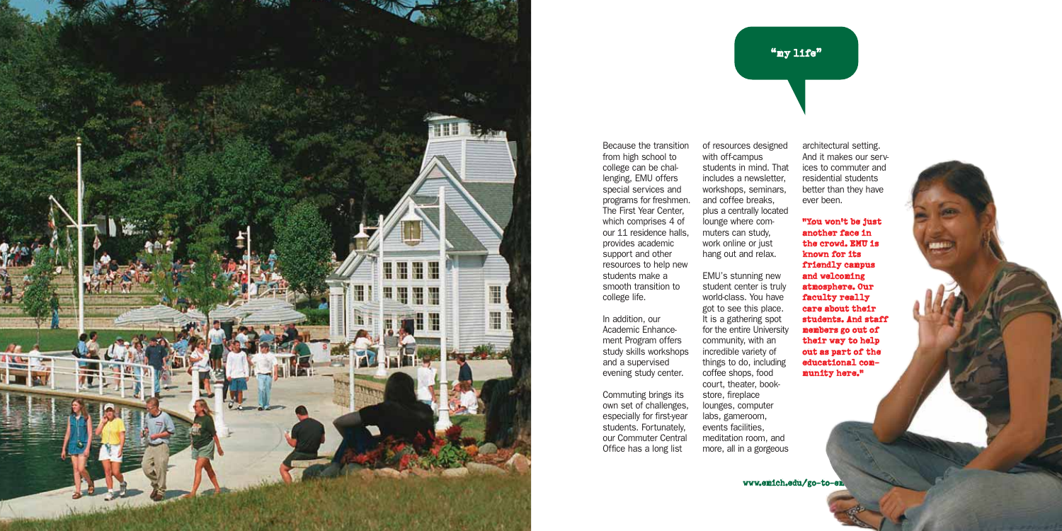"my life"

Because the transition from high school to college can be challenging, EMU offers special services and programs for freshmen. The First Year Center, which comprises 4 of our 11 residence halls, provides academic support and other resources to help new students make a smooth transition to college life.

In addition, our Academic Enhancement Program offers study skills workshops and a supervised evening study center.

Commuting brings its own set of challenges, especially for first-year students. Fortunately, our Commuter Central Office has a long list of resources designed with off-campus students in mind. That includes a newsletter, workshops, seminars, and coffee breaks, plus a centrally located lounge where commuters can study, work online or just hang out and relax.

EMU's stunning new student center is truly world-class. You have got to see this place. It is a gathering spot for the entire University community, with an incredible variety of things to do, including coffee shops, food court, theater, bookstore, fireplace lounges, computer labs, gameroom, events facilities, meditation room, and more, all in a gorgeous architectural setting. And it makes our services to commuter and residential students better than they have ever been.

**"You won't be just another face in the crowd. EMU is known for its friendly campus and welcoming atmosphere. Our faculty really care about their students. And staff members go out of their way to help out as part of the educational community here."**

www.emich.edu/go-to-em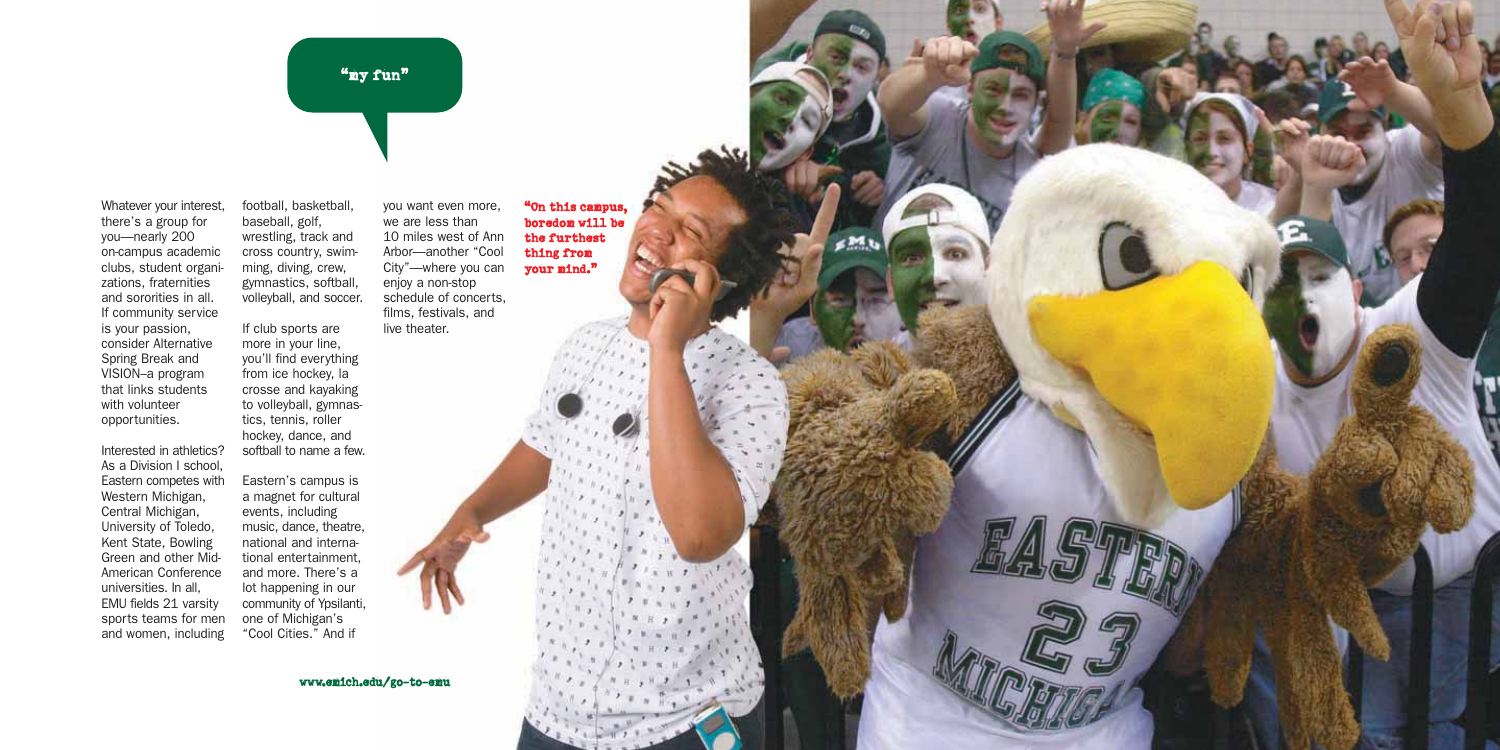## "my fun"

Whatever your interest, there's a group for you—nearly 200 on-campus academic clubs, student organizations, fraternities and sororities in all. If community service is your passion, consider Alternative Spring Break and VISION–a program that links students with volunteer opportunities.

Interested in athletics? As a Division I school, Eastern competes with Western Michigan, Central Michigan, University of Toledo, Kent State, Bowling Green and other Mid-American Conference universities. In all, EMU fields 21 varsity sports teams for men and women, including football, basketball, baseball, golf, wrestling, track and cross country, swimming, diving, crew, gymnastics, softball, volleyball, and soccer.

If club sports are more in your line, you'll find everything from ice hockey, la crosse and kayaking to volleyball, gymnastics, tennis, roller hockey, dance, and softball to name a few.

Eastern's campus is a magnet for cultural events, including music, dance, theatre, national and international entertainment, and more. There's a lot happening in our community of Ypsilanti, one of Michigan's "Cool Cities." And if you want even more, we are less than 10 miles west of Ann Arbor—another "Cool City"—where you can enjoy a non-stop schedule of concerts, films, festivals, and live theater.

**"On this campus, boredom will be the furthest thing from your mind."**

www.emich.edu/go-to-emu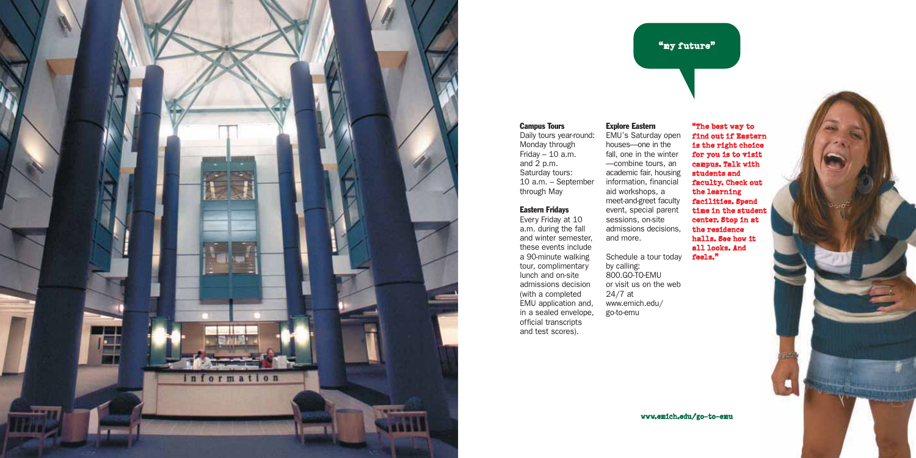"my future"

### Campus Tours

Daily tours year-round: Monday through Friday – 10 a.m. and 2 p.m. Saturday tours: 10 a.m. – September through May

### Eastern Fridays

Every Friday at 10 a.m. during the fall and winter semester, these events include a 90-minute walking tour, complimentary lunch and on-site admissions decision (with a completed EMU application and, in a sealed envelope, official transcripts and test scores).

### Explore Eastern

EMU's Saturday open houses—one in the fall, one in the winter—combine tours, an academic fair, housing information, financial aid workshops, a meet-and-greet faculty event, special parent sessions, on-site admissions decisions, and more.

Schedule a tour today by calling: 800.GO-TO-EMU or visit us on the web 24/7 at www.emich.edu/go-to-emu

**"The best way to find out if Eastern is the right choice for you is to visit campus. Talk with students and faculty. Check out the learning facilities. Spend time in the student center. Stop in at the residence halls. See how it all looks. And feels."**

www.emich.edu/go-to-emu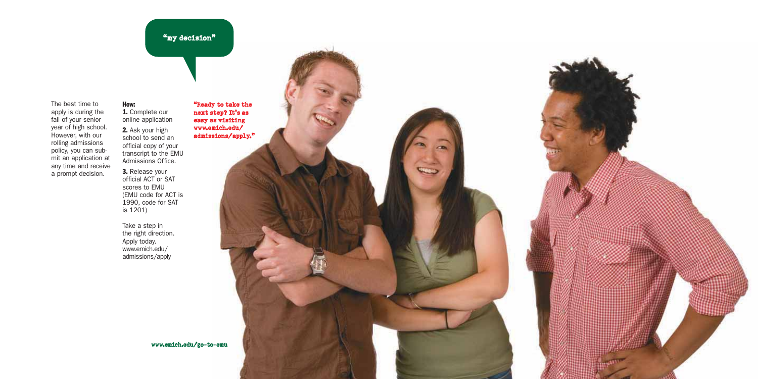## "my decision"

The best time to apply is during the fall of your senior year of high school. However, with our rolling admissions policy, you can submit an application at any time and receive a prompt decision.

**How:**

**1.** Complete our online application

**2.** Ask your high school to send an official copy of your transcript to the EMU Admissions Office.

**3.** Release your official ACT or SAT scores to EMU (EMU code for ACT is 1990, code for SAT is 1201)

Take a step in the right direction. Apply today. www.emich.edu/admissions/apply

**"Ready to take the next step? It's as easy as visiting www.emich.edu/admissions/apply."**

**www.emich.edu/go-to-emu**